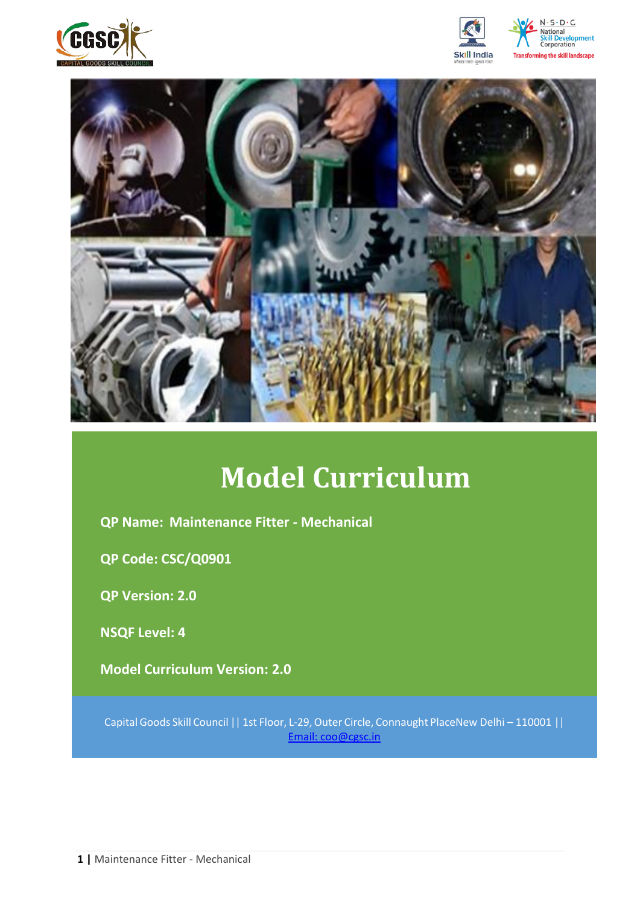# Model Curriculum

**QP Name: Maintenance Fitter - Mechanical**

**QP Code: CSC/Q0901**

**QP Version: 2.0**

**NSQF Level: 4**

**Model Curriculum Version: 2.0**

Capital Goods Skill Council || 1st Floor, L-29, Outer Circle, Connaught PlaceNew Delhi – 110001 || Email: coo@cgsc.in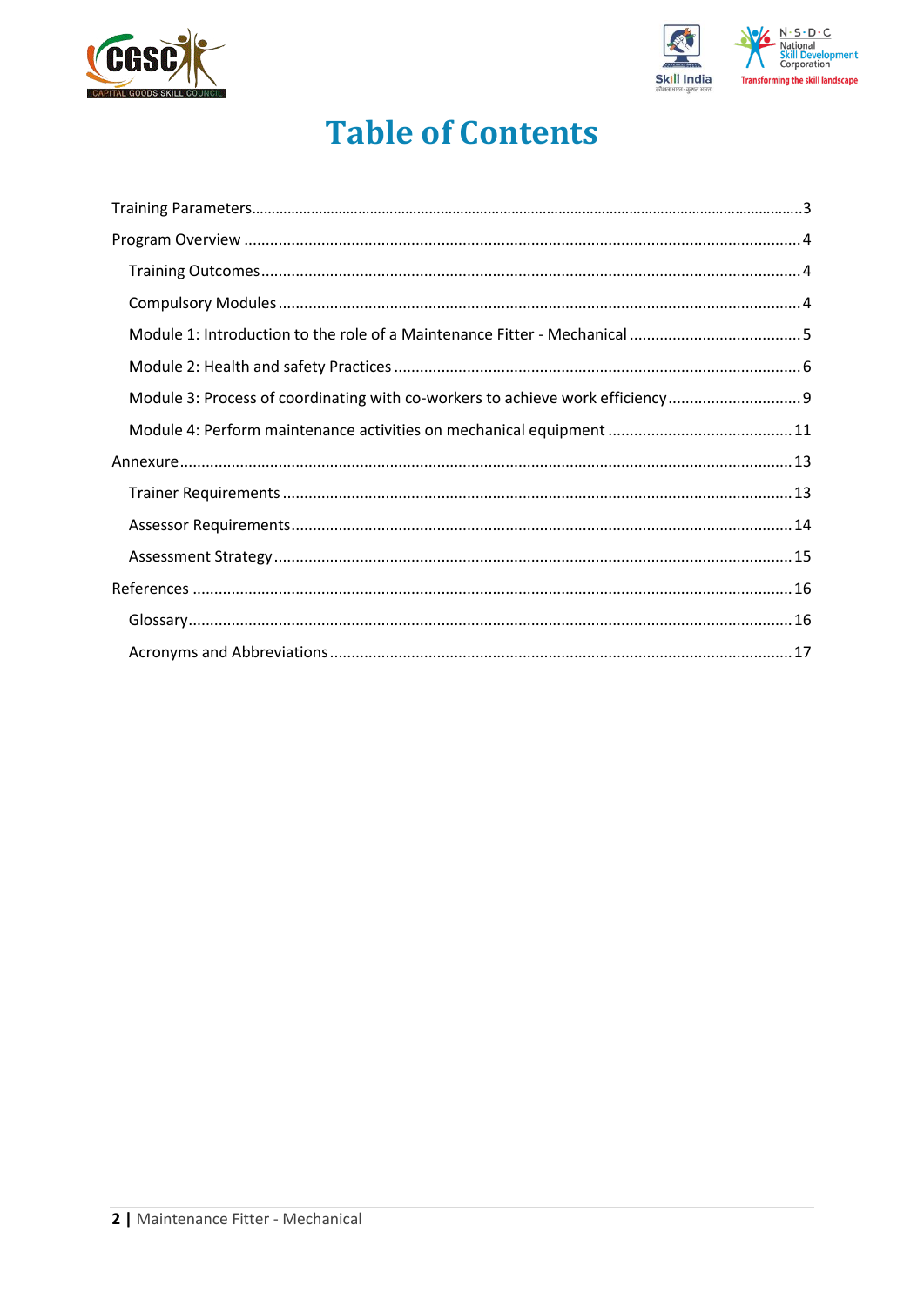# Table of Contents

Training Parameters......3

Program Overview......4

- Training Outcomes......4
- Compulsory Modules......4
- Module 1: Introduction to the role of a Maintenance Fitter - Mechanical......5
- Module 2: Health and safety Practices......6
- Module 3: Process of coordinating with co-workers to achieve work efficiency......9
- Module 4: Perform maintenance activities on mechanical equipment......11

Annexure......13

- Trainer Requirements......13
- Assessor Requirements......14
- Assessment Strategy......15

References......16

- Glossary......16
- Acronyms and Abbreviations......17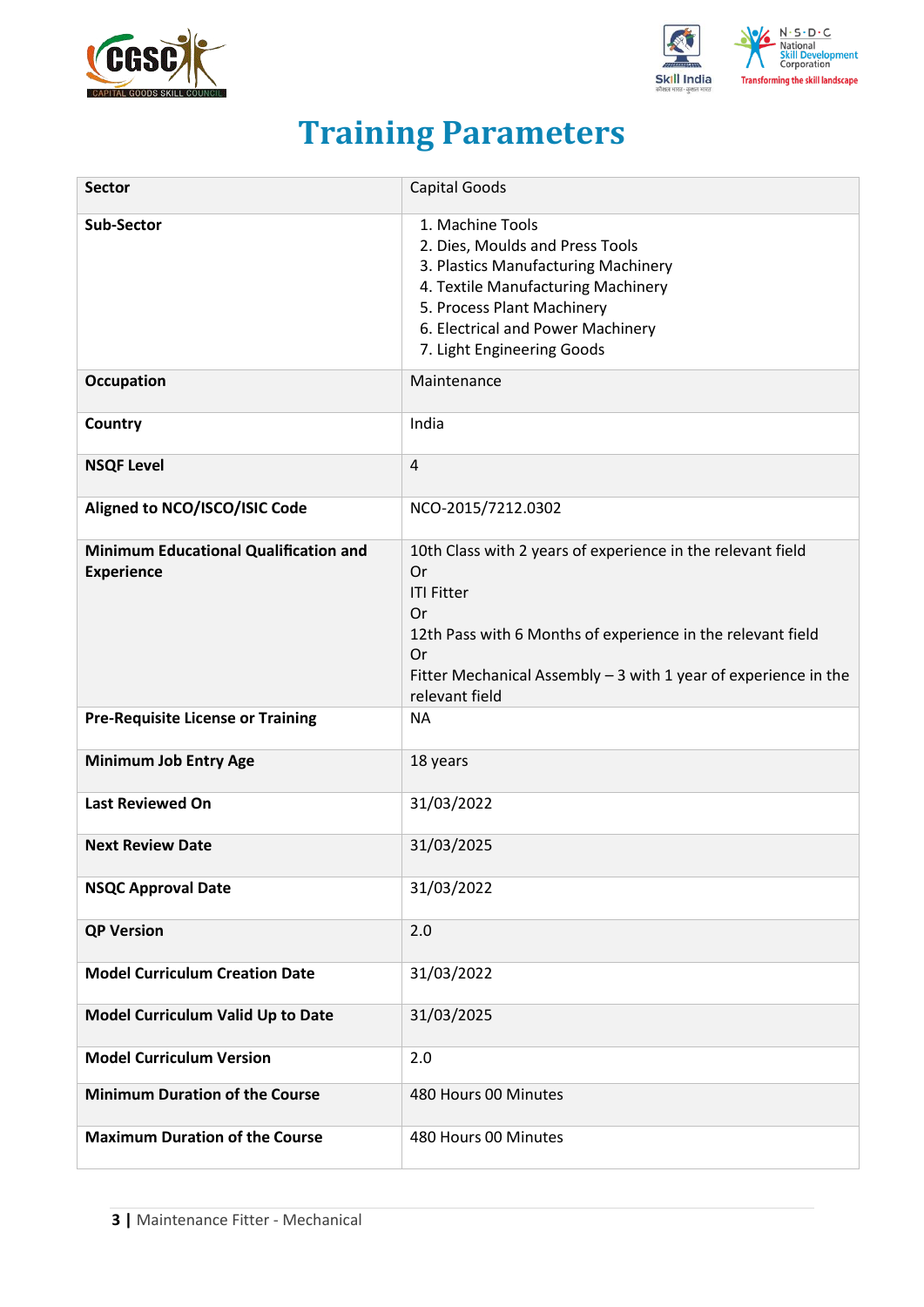# Training Parameters

| Sector | Capital Goods |
|---|---|
| Sub-Sector | 1. Machine Tools<br>2. Dies, Moulds and Press Tools<br>3. Plastics Manufacturing Machinery<br>4. Textile Manufacturing Machinery<br>5. Process Plant Machinery<br>6. Electrical and Power Machinery<br>7. Light Engineering Goods |
| Occupation | Maintenance |
| Country | India |
| NSQF Level | 4 |
| Aligned to NCO/ISCO/ISIC Code | NCO-2015/7212.0302 |
| Minimum Educational Qualification and Experience | 10th Class with 2 years of experience in the relevant field<br>Or<br>ITI Fitter<br>Or<br>12th Pass with 6 Months of experience in the relevant field<br>Or<br>Fitter Mechanical Assembly – 3 with 1 year of experience in the relevant field |
| Pre-Requisite License or Training | NA |
| Minimum Job Entry Age | 18 years |
| Last Reviewed On | 31/03/2022 |
| Next Review Date | 31/03/2025 |
| NSQC Approval Date | 31/03/2022 |
| QP Version | 2.0 |
| Model Curriculum Creation Date | 31/03/2022 |
| Model Curriculum Valid Up to Date | 31/03/2025 |
| Model Curriculum Version | 2.0 |
| Minimum Duration of the Course | 480 Hours 00 Minutes |
| Maximum Duration of the Course | 480 Hours 00 Minutes |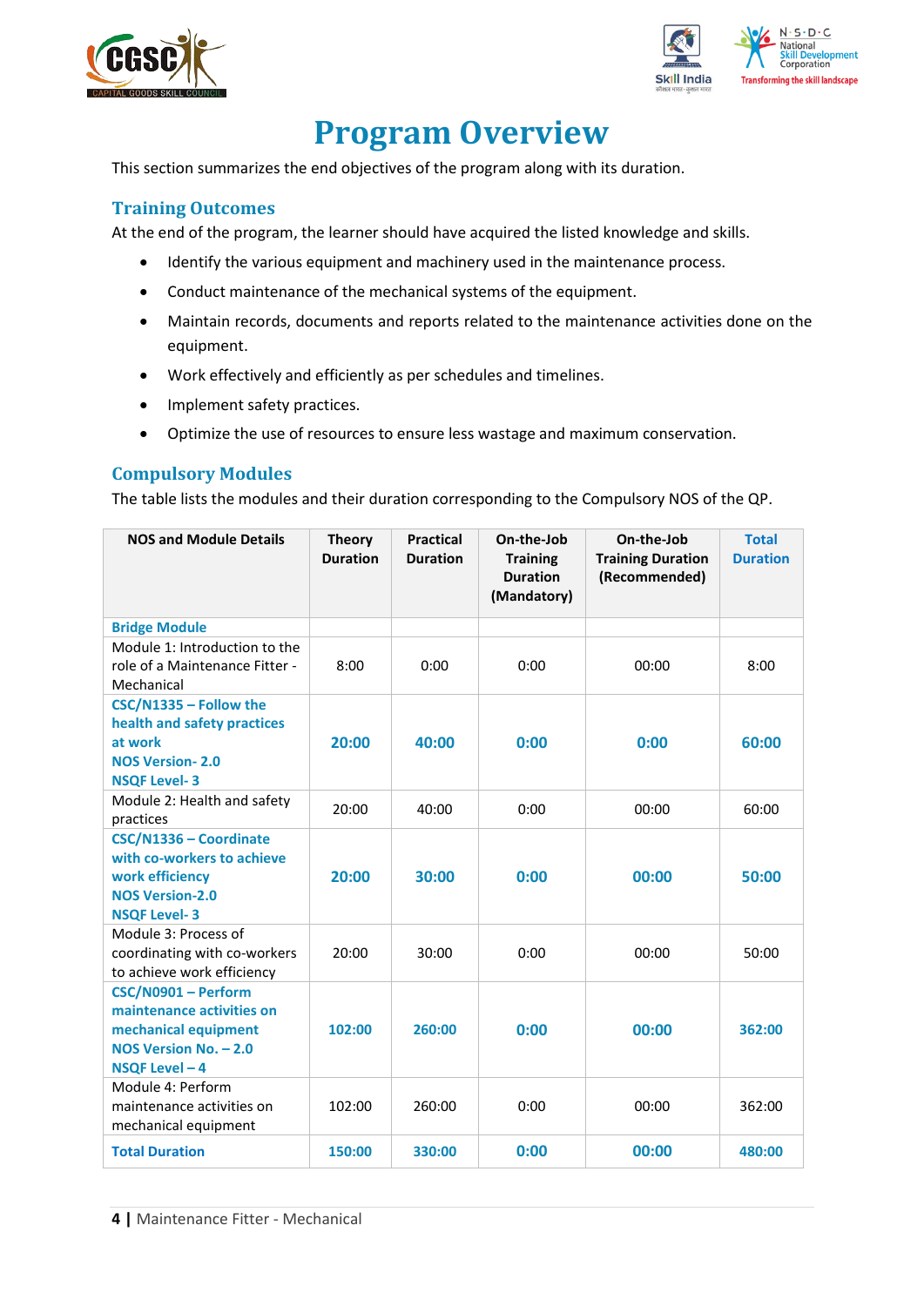# Program Overview

This section summarizes the end objectives of the program along with its duration.

## Training Outcomes

At the end of the program, the learner should have acquired the listed knowledge and skills.

- Identify the various equipment and machinery used in the maintenance process.
- Conduct maintenance of the mechanical systems of the equipment.
- Maintain records, documents and reports related to the maintenance activities done on the equipment.
- Work effectively and efficiently as per schedules and timelines.
- Implement safety practices.
- Optimize the use of resources to ensure less wastage and maximum conservation.

## Compulsory Modules

The table lists the modules and their duration corresponding to the Compulsory NOS of the QP.

| NOS and Module Details | Theory Duration | Practical Duration | On-the-Job Training Duration (Mandatory) | On-the-Job Training Duration (Recommended) | Total Duration |
|---|---|---|---|---|---|
| **Bridge Module** | | | | | |
| Module 1: Introduction to the role of a Maintenance Fitter - Mechanical | 8:00 | 0:00 | 0:00 | 00:00 | 8:00 |
| **CSC/N1335 – Follow the health and safety practices at work**<br>**NOS Version- 2.0**<br>**NSQF Level- 3** | **20:00** | **40:00** | **0:00** | **0:00** | **60:00** |
| Module 2: Health and safety practices | 20:00 | 40:00 | 0:00 | 00:00 | 60:00 |
| **CSC/N1336 – Coordinate with co-workers to achieve work efficiency**<br>**NOS Version-2.0**<br>**NSQF Level- 3** | **20:00** | **30:00** | **0:00** | **00:00** | **50:00** |
| Module 3: Process of coordinating with co-workers to achieve work efficiency | 20:00 | 30:00 | 0:00 | 00:00 | 50:00 |
| **CSC/N0901 – Perform maintenance activities on mechanical equipment**<br>**NOS Version No. – 2.0**<br>**NSQF Level – 4** | **102:00** | **260:00** | **0:00** | **00:00** | **362:00** |
| Module 4: Perform maintenance activities on mechanical equipment | 102:00 | 260:00 | 0:00 | 00:00 | 362:00 |
| **Total Duration** | **150:00** | **330:00** | **0:00** | **00:00** | **480:00** |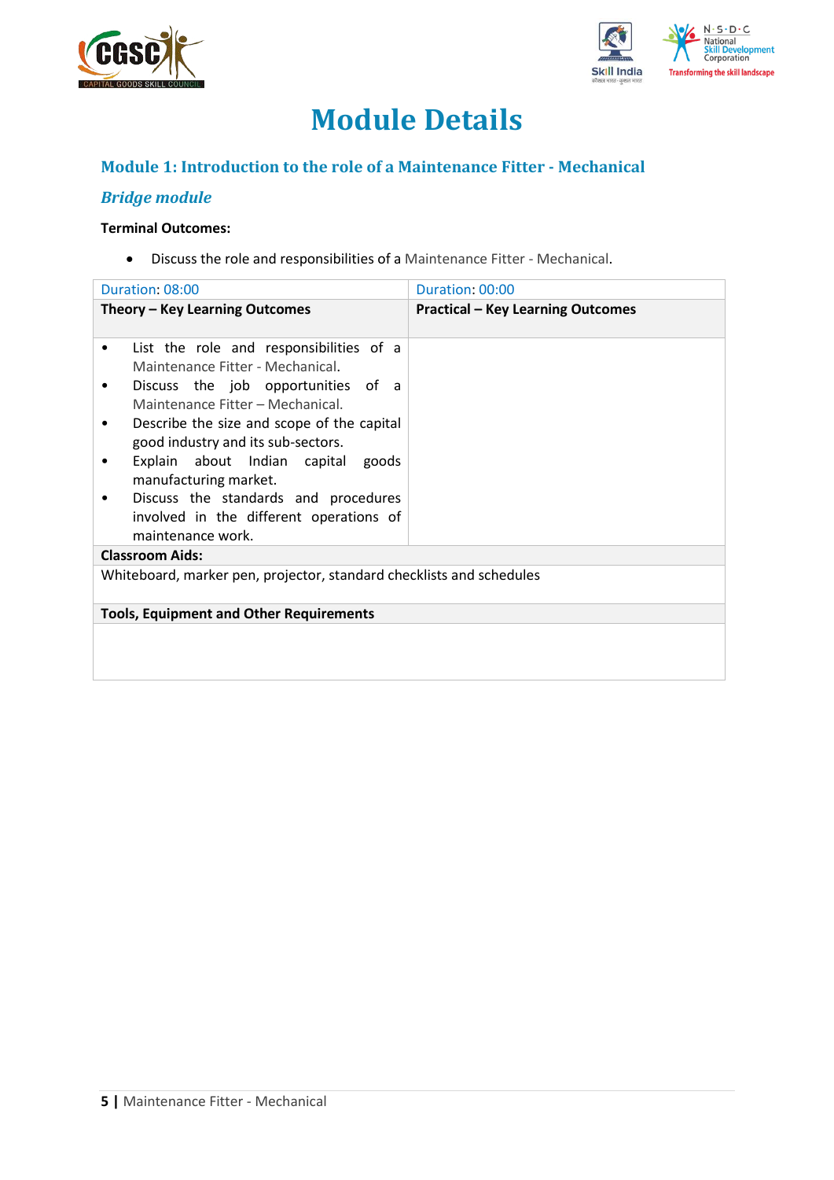# Module Details

## Module 1: Introduction to the role of a Maintenance Fitter - Mechanical

### *Bridge module*

**Terminal Outcomes:**

- Discuss the role and responsibilities of a Maintenance Fitter - Mechanical.

| Duration: 08:00 | Duration: 00:00 |
|---|---|
| **Theory – Key Learning Outcomes** | **Practical – Key Learning Outcomes** |
| • List the role and responsibilities of a Maintenance Fitter - Mechanical.<br>• Discuss the job opportunities of a Maintenance Fitter – Mechanical.<br>• Describe the size and scope of the capital good industry and its sub-sectors.<br>• Explain about Indian capital goods manufacturing market.<br>• Discuss the standards and procedures involved in the different operations of maintenance work. | |
| **Classroom Aids:** | |
| Whiteboard, marker pen, projector, standard checklists and schedules | |
| **Tools, Equipment and Other Requirements** | |
| | |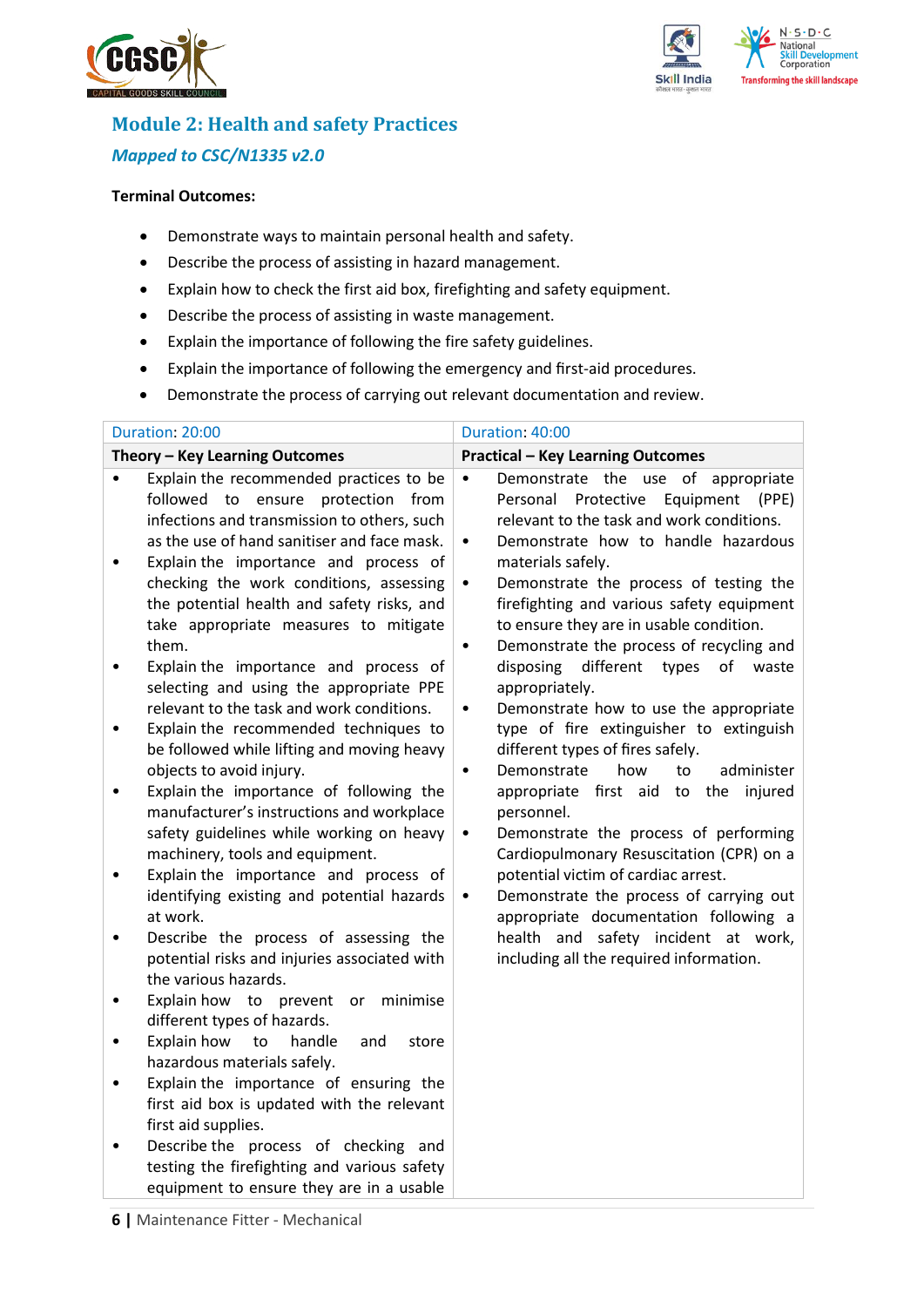## Module 2: Health and safety Practices

### *Mapped to CSC/N1335 v2.0*

**Terminal Outcomes:**

- Demonstrate ways to maintain personal health and safety.
- Describe the process of assisting in hazard management.
- Explain how to check the first aid box, firefighting and safety equipment.
- Describe the process of assisting in waste management.
- Explain the importance of following the fire safety guidelines.
- Explain the importance of following the emergency and first-aid procedures.
- Demonstrate the process of carrying out relevant documentation and review.

| Duration: 20:00 | Duration: 40:00 |
|---|---|
| **Theory – Key Learning Outcomes** | **Practical – Key Learning Outcomes** |
| • Explain the recommended practices to be followed to ensure protection from infections and transmission to others, such as the use of hand sanitiser and face mask.<br>• Explain the importance and process of checking the work conditions, assessing the potential health and safety risks, and take appropriate measures to mitigate them.<br>• Explain the importance and process of selecting and using the appropriate PPE relevant to the task and work conditions.<br>• Explain the recommended techniques to be followed while lifting and moving heavy objects to avoid injury.<br>• Explain the importance of following the manufacturer's instructions and workplace safety guidelines while working on heavy machinery, tools and equipment.<br>• Explain the importance and process of identifying existing and potential hazards at work.<br>• Describe the process of assessing the potential risks and injuries associated with the various hazards.<br>• Explain how to prevent or minimise different types of hazards.<br>• Explain how to handle and store hazardous materials safely.<br>• Explain the importance of ensuring the first aid box is updated with the relevant first aid supplies.<br>• Describe the process of checking and testing the firefighting and various safety equipment to ensure they are in a usable | • Demonstrate the use of appropriate Personal Protective Equipment (PPE) relevant to the task and work conditions.<br>• Demonstrate how to handle hazardous materials safely.<br>• Demonstrate the process of testing the firefighting and various safety equipment to ensure they are in usable condition.<br>• Demonstrate the process of recycling and disposing different types of waste appropriately.<br>• Demonstrate how to use the appropriate type of fire extinguisher to extinguish different types of fires safely.<br>• Demonstrate how to administer appropriate first aid to the injured personnel.<br>• Demonstrate the process of performing Cardiopulmonary Resuscitation (CPR) on a potential victim of cardiac arrest.<br>• Demonstrate the process of carrying out appropriate documentation following a health and safety incident at work, including all the required information. |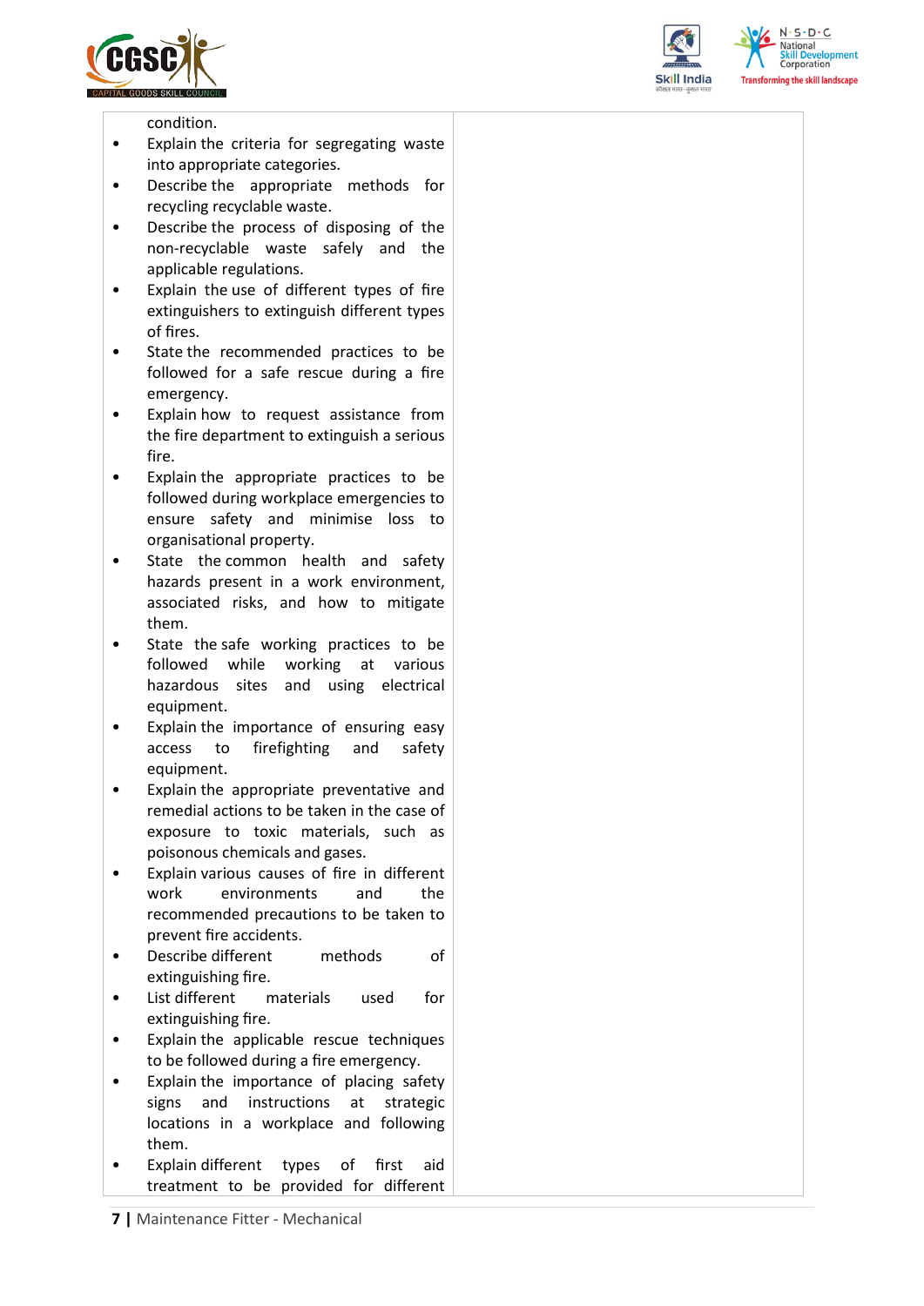| | |
|---|---|
| condition.<br>• Explain the criteria for segregating waste into appropriate categories.<br>• Describe the appropriate methods for recycling recyclable waste.<br>• Describe the process of disposing of the non-recyclable waste safely and the applicable regulations.<br>• Explain the use of different types of fire extinguishers to extinguish different types of fires.<br>• State the recommended practices to be followed for a safe rescue during a fire emergency.<br>• Explain how to request assistance from the fire department to extinguish a serious fire.<br>• Explain the appropriate practices to be followed during workplace emergencies to ensure safety and minimise loss to organisational property.<br>• State the common health and safety hazards present in a work environment, associated risks, and how to mitigate them.<br>• State the safe working practices to be followed while working at various hazardous sites and using electrical equipment.<br>• Explain the importance of ensuring easy access to firefighting and safety equipment.<br>• Explain the appropriate preventative and remedial actions to be taken in the case of exposure to toxic materials, such as poisonous chemicals and gases.<br>• Explain various causes of fire in different work environments and the recommended precautions to be taken to prevent fire accidents.<br>• Describe different methods of extinguishing fire.<br>• List different materials used for extinguishing fire.<br>• Explain the applicable rescue techniques to be followed during a fire emergency.<br>• Explain the importance of placing safety signs and instructions at strategic locations in a workplace and following them.<br>• Explain different types of first aid treatment to be provided for different | |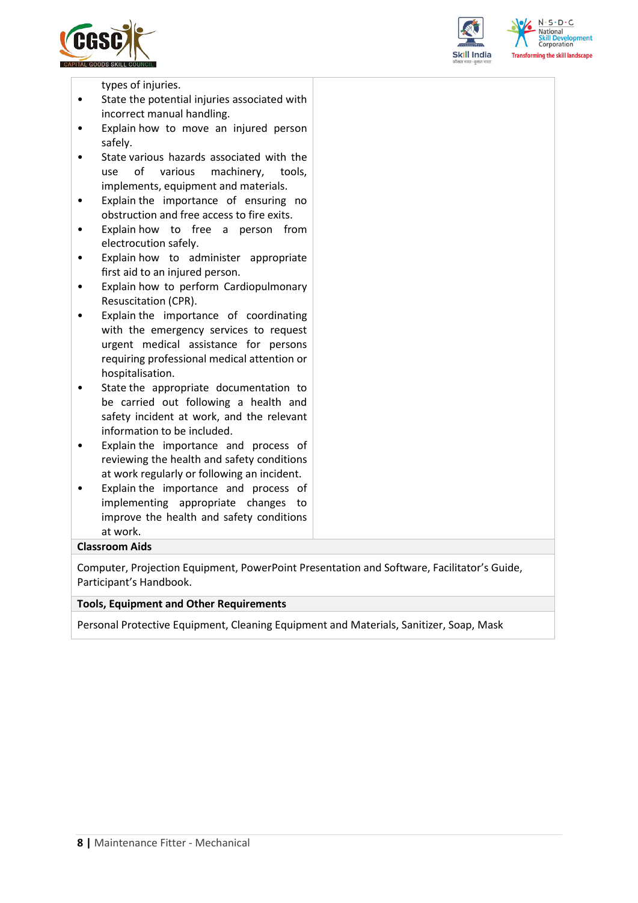| | |
|---|---|
| types of injuries.<br>• State the potential injuries associated with incorrect manual handling.<br>• Explain how to move an injured person safely.<br>• State various hazards associated with the use of various machinery, tools, implements, equipment and materials.<br>• Explain the importance of ensuring no obstruction and free access to fire exits.<br>• Explain how to free a person from electrocution safely.<br>• Explain how to administer appropriate first aid to an injured person.<br>• Explain how to perform Cardiopulmonary Resuscitation (CPR).<br>• Explain the importance of coordinating with the emergency services to request urgent medical assistance for persons requiring professional medical attention or hospitalisation.<br>• State the appropriate documentation to be carried out following a health and safety incident at work, and the relevant information to be included.<br>• Explain the importance and process of reviewing the health and safety conditions at work regularly or following an incident.<br>• Explain the importance and process of implementing appropriate changes to improve the health and safety conditions at work. | |

**Classroom Aids**

Computer, Projection Equipment, PowerPoint Presentation and Software, Facilitator's Guide, Participant's Handbook.

**Tools, Equipment and Other Requirements**

Personal Protective Equipment, Cleaning Equipment and Materials, Sanitizer, Soap, Mask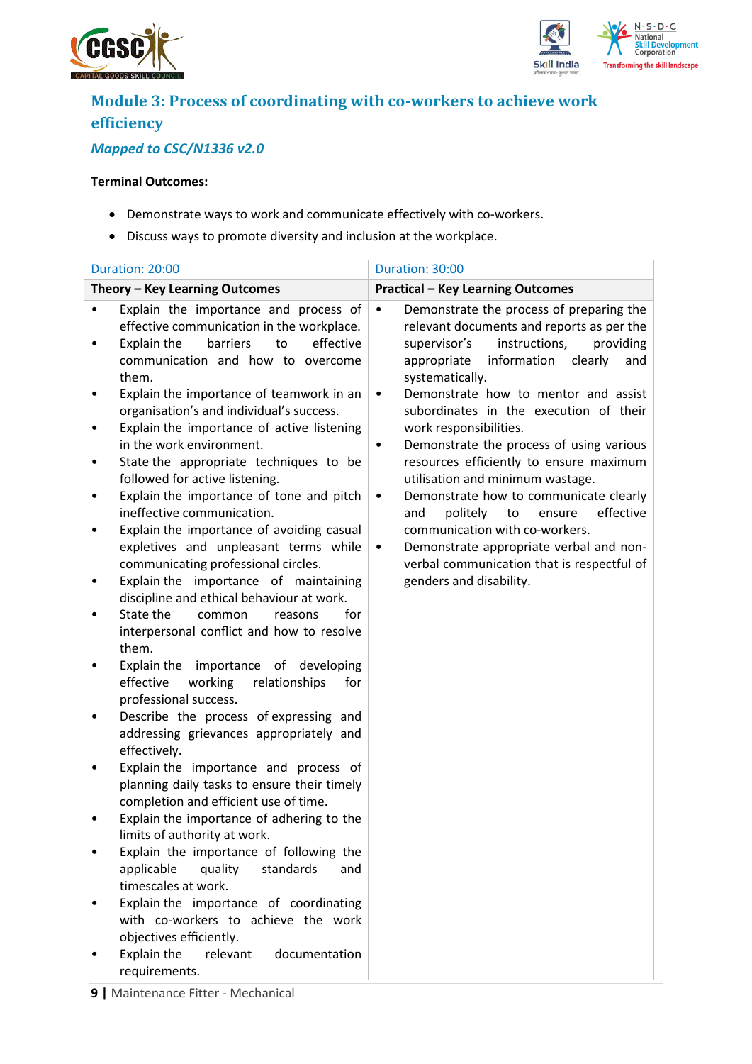## Module 3: Process of coordinating with co-workers to achieve work efficiency

### *Mapped to CSC/N1336 v2.0*

**Terminal Outcomes:**

- Demonstrate ways to work and communicate effectively with co-workers.
- Discuss ways to promote diversity and inclusion at the workplace.

| Duration: 20:00 | Duration: 30:00 |
|---|---|
| **Theory – Key Learning Outcomes** | **Practical – Key Learning Outcomes** |
| • Explain the importance and process of effective communication in the workplace.<br>• Explain the barriers to effective communication and how to overcome them.<br>• Explain the importance of teamwork in an organisation's and individual's success.<br>• Explain the importance of active listening in the work environment.<br>• State the appropriate techniques to be followed for active listening.<br>• Explain the importance of tone and pitch ineffective communication.<br>• Explain the importance of avoiding casual expletives and unpleasant terms while communicating professional circles.<br>• Explain the importance of maintaining discipline and ethical behaviour at work.<br>• State the common reasons for interpersonal conflict and how to resolve them.<br>• Explain the importance of developing effective working relationships for professional success.<br>• Describe the process of expressing and addressing grievances appropriately and effectively.<br>• Explain the importance and process of planning daily tasks to ensure their timely completion and efficient use of time.<br>• Explain the importance of adhering to the limits of authority at work.<br>• Explain the importance of following the applicable quality standards and timescales at work.<br>• Explain the importance of coordinating with co-workers to achieve the work objectives efficiently.<br>• Explain the relevant documentation requirements. | • Demonstrate the process of preparing the relevant documents and reports as per the supervisor's instructions, providing appropriate information clearly and systematically.<br>• Demonstrate how to mentor and assist subordinates in the execution of their work responsibilities.<br>• Demonstrate the process of using various resources efficiently to ensure maximum utilisation and minimum wastage.<br>• Demonstrate how to communicate clearly and politely to ensure effective communication with co-workers.<br>• Demonstrate appropriate verbal and non-verbal communication that is respectful of genders and disability. |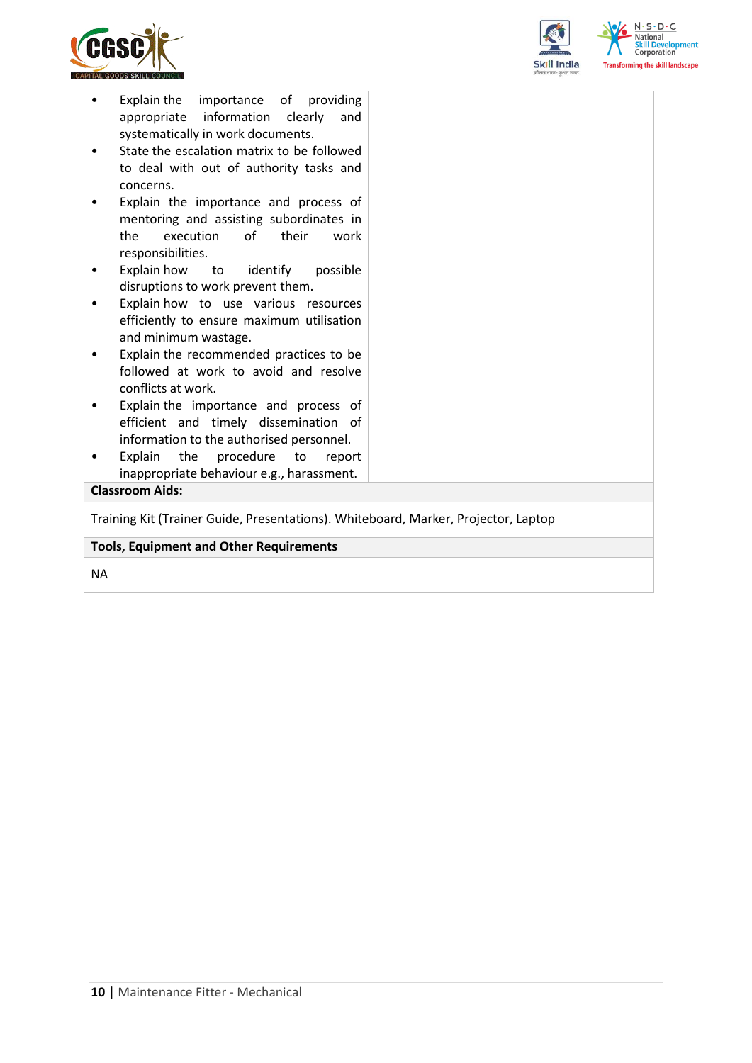| | |
|---|---|
| • Explain the importance of providing appropriate information clearly and systematically in work documents.<br>• State the escalation matrix to be followed to deal with out of authority tasks and concerns.<br>• Explain the importance and process of mentoring and assisting subordinates in the execution of their work responsibilities.<br>• Explain how to identify possible disruptions to work prevent them.<br>• Explain how to use various resources efficiently to ensure maximum utilisation and minimum wastage.<br>• Explain the recommended practices to be followed at work to avoid and resolve conflicts at work.<br>• Explain the importance and process of efficient and timely dissemination of information to the authorised personnel.<br>• Explain the procedure to report inappropriate behaviour e.g., harassment. | |

**Classroom Aids:**

Training Kit (Trainer Guide, Presentations). Whiteboard, Marker, Projector, Laptop

**Tools, Equipment and Other Requirements**

NA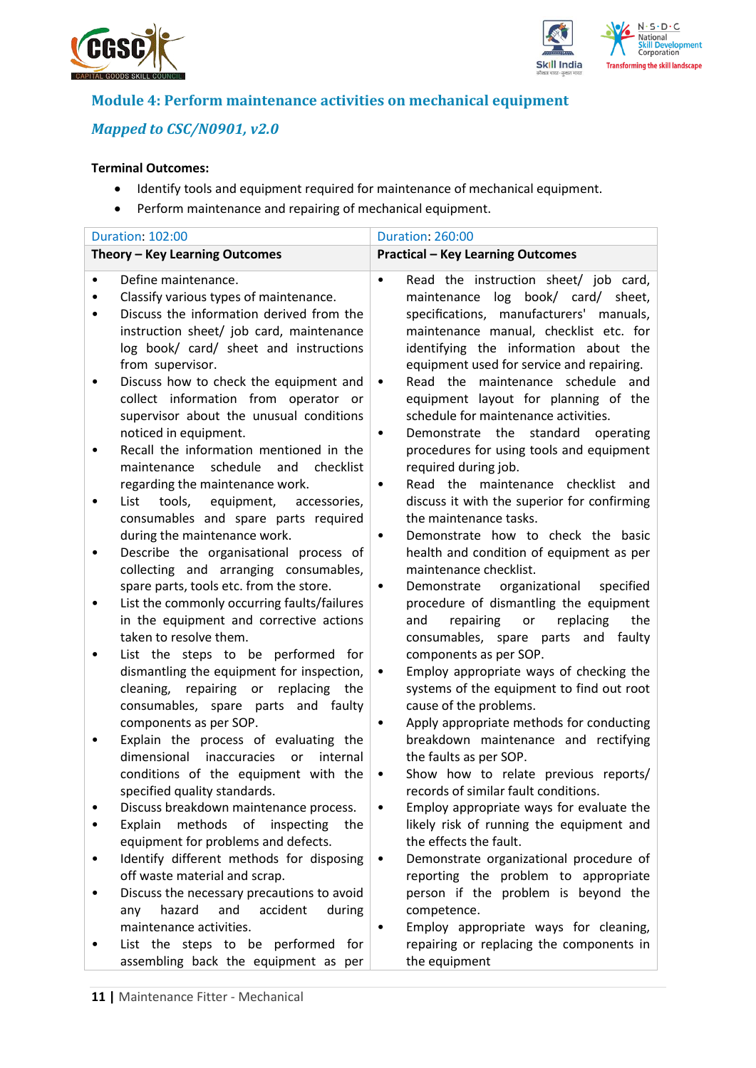## Module 4: Perform maintenance activities on mechanical equipment

### *Mapped to CSC/N0901, v2.0*

**Terminal Outcomes:**

- Identify tools and equipment required for maintenance of mechanical equipment.
- Perform maintenance and repairing of mechanical equipment.

| Duration: 102:00 | Duration: 260:00 |
|---|---|
| **Theory – Key Learning Outcomes** | **Practical – Key Learning Outcomes** |
| • Define maintenance.<br>• Classify various types of maintenance.<br>• Discuss the information derived from the instruction sheet/ job card, maintenance log book/ card/ sheet and instructions from supervisor.<br>• Discuss how to check the equipment and collect information from operator or supervisor about the unusual conditions noticed in equipment.<br>• Recall the information mentioned in the maintenance schedule and checklist regarding the maintenance work.<br>• List tools, equipment, accessories, consumables and spare parts required during the maintenance work.<br>• Describe the organisational process of collecting and arranging consumables, spare parts, tools etc. from the store.<br>• List the commonly occurring faults/failures in the equipment and corrective actions taken to resolve them.<br>• List the steps to be performed for dismantling the equipment for inspection, cleaning, repairing or replacing the consumables, spare parts and faulty components as per SOP.<br>• Explain the process of evaluating the dimensional inaccuracies or internal conditions of the equipment with the specified quality standards.<br>• Discuss breakdown maintenance process.<br>• Explain methods of inspecting the equipment for problems and defects.<br>• Identify different methods for disposing off waste material and scrap.<br>• Discuss the necessary precautions to avoid any hazard and accident during maintenance activities.<br>• List the steps to be performed for assembling back the equipment as per | • Read the instruction sheet/ job card, maintenance log book/ card/ sheet, specifications, manufacturers' manuals, maintenance manual, checklist etc. for identifying the information about the equipment used for service and repairing.<br>• Read the maintenance schedule and equipment layout for planning of the schedule for maintenance activities.<br>• Demonstrate the standard operating procedures for using tools and equipment required during job.<br>• Read the maintenance checklist and discuss it with the superior for confirming the maintenance tasks.<br>• Demonstrate how to check the basic health and condition of equipment as per maintenance checklist.<br>• Demonstrate organizational specified procedure of dismantling the equipment and repairing or replacing the consumables, spare parts and faulty components as per SOP.<br>• Employ appropriate ways of checking the systems of the equipment to find out root cause of the problems.<br>• Apply appropriate methods for conducting breakdown maintenance and rectifying the faults as per SOP.<br>• Show how to relate previous reports/ records of similar fault conditions.<br>• Employ appropriate ways for evaluate the likely risk of running the equipment and the effects the fault.<br>• Demonstrate organizational procedure of reporting the problem to appropriate person if the problem is beyond the competence.<br>• Employ appropriate ways for cleaning, repairing or replacing the components in the equipment |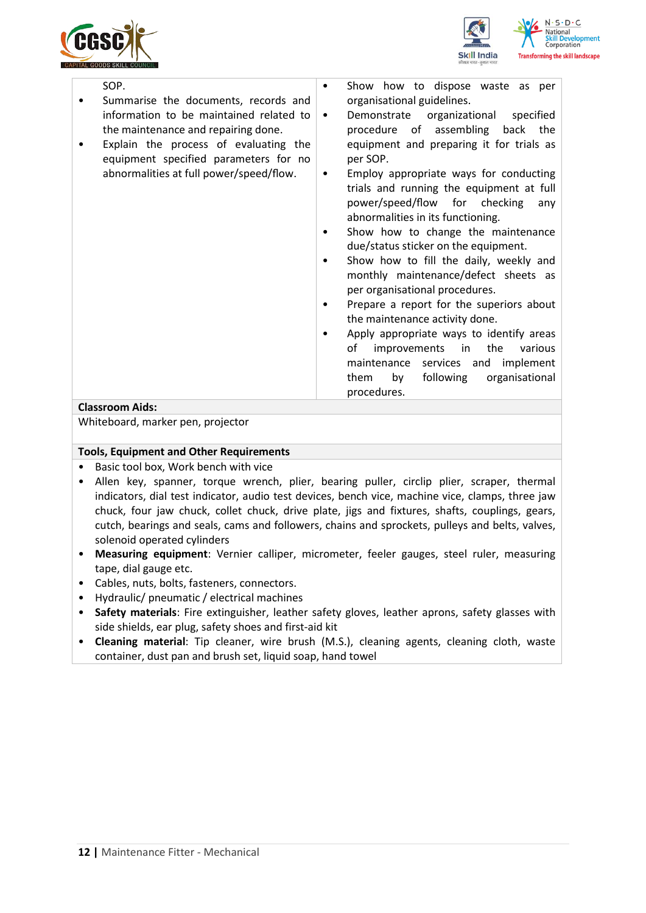| | |
|---|---|
| SOP.<br>• Summarise the documents, records and information to be maintained related to the maintenance and repairing done.<br>• Explain the process of evaluating the equipment specified parameters for no abnormalities at full power/speed/flow. | • Show how to dispose waste as per organisational guidelines.<br>• Demonstrate organizational specified procedure of assembling back the equipment and preparing it for trials as per SOP.<br>• Employ appropriate ways for conducting trials and running the equipment at full power/speed/flow for checking any abnormalities in its functioning.<br>• Show how to change the maintenance due/status sticker on the equipment.<br>• Show how to fill the daily, weekly and monthly maintenance/defect sheets as per organisational procedures.<br>• Prepare a report for the superiors about the maintenance activity done.<br>• Apply appropriate ways to identify areas of improvements in the various maintenance services and implement them by following organisational procedures. |

**Classroom Aids:**

Whiteboard, marker pen, projector

**Tools, Equipment and Other Requirements**

- Basic tool box, Work bench with vice
- Allen key, spanner, torque wrench, plier, bearing puller, circlip plier, scraper, thermal indicators, dial test indicator, audio test devices, bench vice, machine vice, clamps, three jaw chuck, four jaw chuck, collet chuck, drive plate, jigs and fixtures, shafts, couplings, gears, cutch, bearings and seals, cams and followers, chains and sprockets, pulleys and belts, valves, solenoid operated cylinders
- **Measuring equipment**: Vernier calliper, micrometer, feeler gauges, steel ruler, measuring tape, dial gauge etc.
- Cables, nuts, bolts, fasteners, connectors.
- Hydraulic/ pneumatic / electrical machines
- **Safety materials**: Fire extinguisher, leather safety gloves, leather aprons, safety glasses with side shields, ear plug, safety shoes and first-aid kit
- **Cleaning material**: Tip cleaner, wire brush (M.S.), cleaning agents, cleaning cloth, waste container, dust pan and brush set, liquid soap, hand towel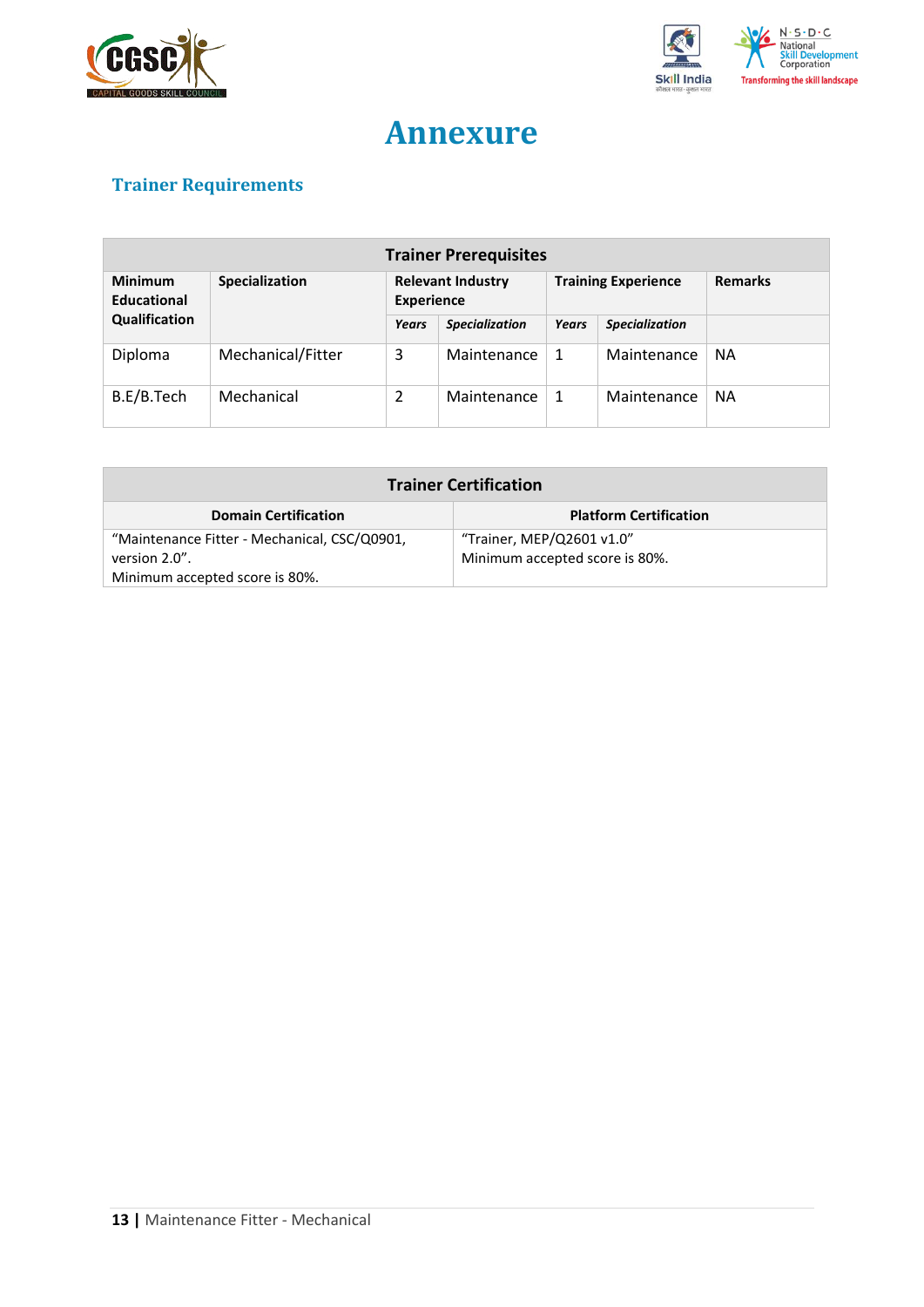# Annexure

## Trainer Requirements

| Trainer Prerequisites | | | | | | |
|---|---|---|---|---|---|---|
| **Minimum Educational Qualification** | **Specialization** | **Relevant Industry Experience** | | **Training Experience** | | **Remarks** |
| | | ***Years*** | ***Specialization*** | ***Years*** | ***Specialization*** | |
| Diploma | Mechanical/Fitter | 3 | Maintenance | 1 | Maintenance | NA |
| B.E/B.Tech | Mechanical | 2 | Maintenance | 1 | Maintenance | NA |

| Trainer Certification | |
|---|---|
| **Domain Certification** | **Platform Certification** |
| "Maintenance Fitter - Mechanical, CSC/Q0901, version 2.0". Minimum accepted score is 80%. | "Trainer, MEP/Q2601 v1.0" Minimum accepted score is 80%. |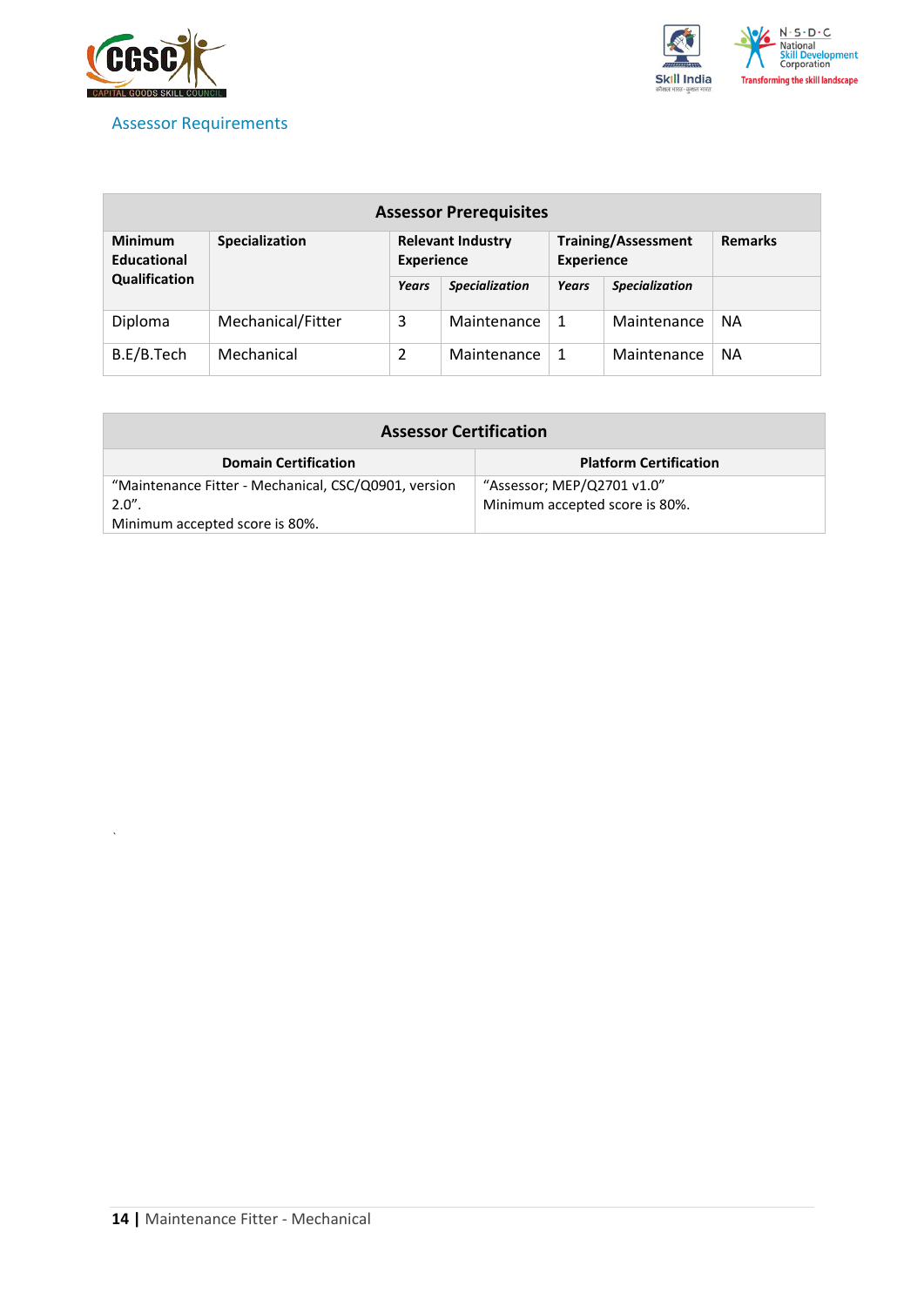## Assessor Requirements

| Assessor Prerequisites | | | | | | |
|---|---|---|---|---|---|---|
| **Minimum Educational Qualification** | **Specialization** | **Relevant Industry Experience** | | **Training/Assessment Experience** | | **Remarks** |
| | | *Years* | *Specialization* | *Years* | *Specialization* | |
| Diploma | Mechanical/Fitter | 3 | Maintenance | 1 | Maintenance | NA |
| B.E/B.Tech | Mechanical | 2 | Maintenance | 1 | Maintenance | NA |

| Assessor Certification | |
|---|---|
| **Domain Certification** | **Platform Certification** |
| "Maintenance Fitter - Mechanical, CSC/Q0901, version 2.0".<br>Minimum accepted score is 80%. | "Assessor; MEP/Q2701 v1.0"<br>Minimum accepted score is 80%. |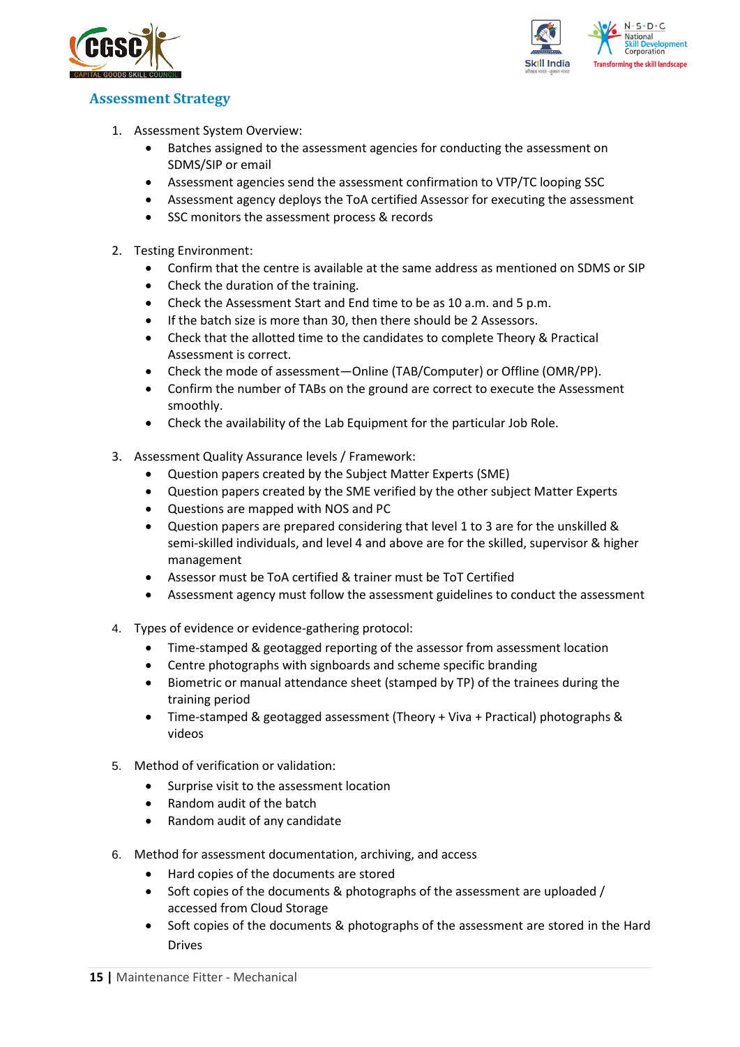## Assessment Strategy

1. Assessment System Overview:
    - Batches assigned to the assessment agencies for conducting the assessment on SDMS/SIP or email
    - Assessment agencies send the assessment confirmation to VTP/TC looping SSC
    - Assessment agency deploys the ToA certified Assessor for executing the assessment
    - SSC monitors the assessment process & records

2. Testing Environment:
    - Confirm that the centre is available at the same address as mentioned on SDMS or SIP
    - Check the duration of the training.
    - Check the Assessment Start and End time to be as 10 a.m. and 5 p.m.
    - If the batch size is more than 30, then there should be 2 Assessors.
    - Check that the allotted time to the candidates to complete Theory & Practical Assessment is correct.
    - Check the mode of assessment—Online (TAB/Computer) or Offline (OMR/PP).
    - Confirm the number of TABs on the ground are correct to execute the Assessment smoothly.
    - Check the availability of the Lab Equipment for the particular Job Role.

3. Assessment Quality Assurance levels / Framework:
    - Question papers created by the Subject Matter Experts (SME)
    - Question papers created by the SME verified by the other subject Matter Experts
    - Questions are mapped with NOS and PC
    - Question papers are prepared considering that level 1 to 3 are for the unskilled & semi-skilled individuals, and level 4 and above are for the skilled, supervisor & higher management
    - Assessor must be ToA certified & trainer must be ToT Certified
    - Assessment agency must follow the assessment guidelines to conduct the assessment

4. Types of evidence or evidence-gathering protocol:
    - Time-stamped & geotagged reporting of the assessor from assessment location
    - Centre photographs with signboards and scheme specific branding
    - Biometric or manual attendance sheet (stamped by TP) of the trainees during the training period
    - Time-stamped & geotagged assessment (Theory + Viva + Practical) photographs & videos

5. Method of verification or validation:
    - Surprise visit to the assessment location
    - Random audit of the batch
    - Random audit of any candidate

6. Method for assessment documentation, archiving, and access
    - Hard copies of the documents are stored
    - Soft copies of the documents & photographs of the assessment are uploaded / accessed from Cloud Storage
    - Soft copies of the documents & photographs of the assessment are stored in the Hard Drives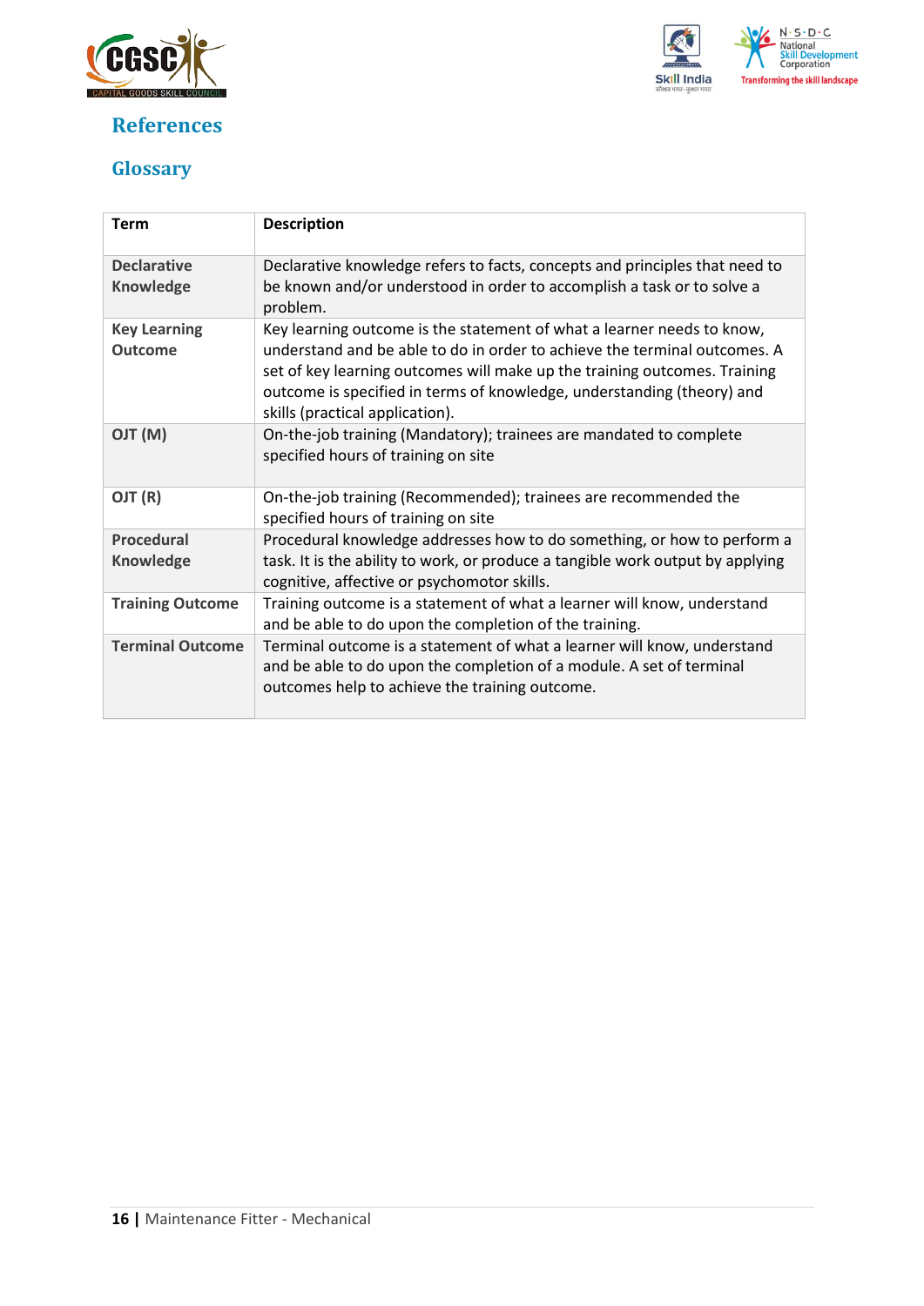## References

### Glossary

| Term | Description |
|---|---|
| **Declarative Knowledge** | Declarative knowledge refers to facts, concepts and principles that need to be known and/or understood in order to accomplish a task or to solve a problem. |
| **Key Learning Outcome** | Key learning outcome is the statement of what a learner needs to know, understand and be able to do in order to achieve the terminal outcomes. A set of key learning outcomes will make up the training outcomes. Training outcome is specified in terms of knowledge, understanding (theory) and skills (practical application). |
| **OJT (M)** | On-the-job training (Mandatory); trainees are mandated to complete specified hours of training on site |
| **OJT (R)** | On-the-job training (Recommended); trainees are recommended the specified hours of training on site |
| **Procedural Knowledge** | Procedural knowledge addresses how to do something, or how to perform a task. It is the ability to work, or produce a tangible work output by applying cognitive, affective or psychomotor skills. |
| **Training Outcome** | Training outcome is a statement of what a learner will know, understand and be able to do upon the completion of the training. |
| **Terminal Outcome** | Terminal outcome is a statement of what a learner will know, understand and be able to do upon the completion of a module. A set of terminal outcomes help to achieve the training outcome. |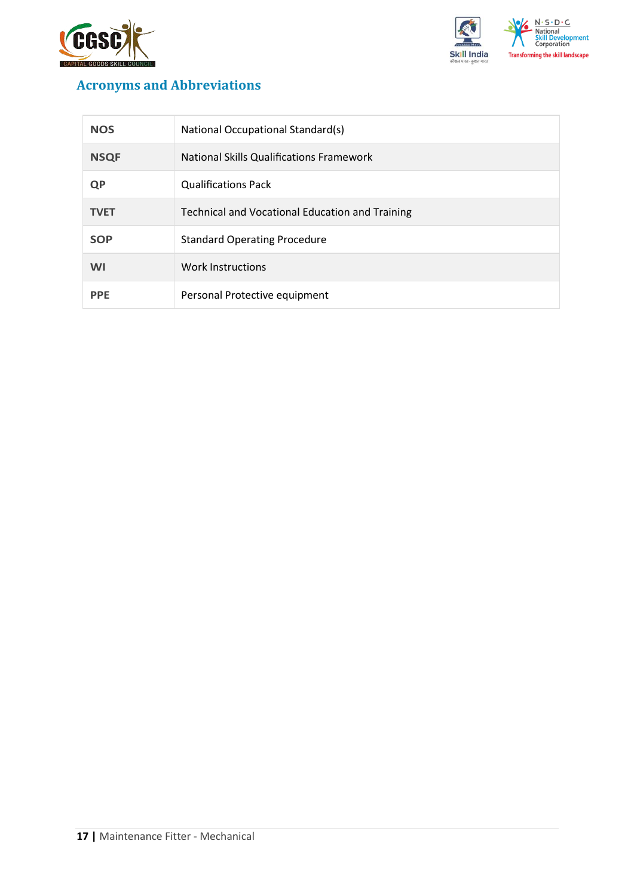## Acronyms and Abbreviations

| | |
|---|---|
| **NOS** | National Occupational Standard(s) |
| **NSQF** | National Skills Qualifications Framework |
| **QP** | Qualifications Pack |
| **TVET** | Technical and Vocational Education and Training |
| **SOP** | Standard Operating Procedure |
| **WI** | Work Instructions |
| **PPE** | Personal Protective equipment |